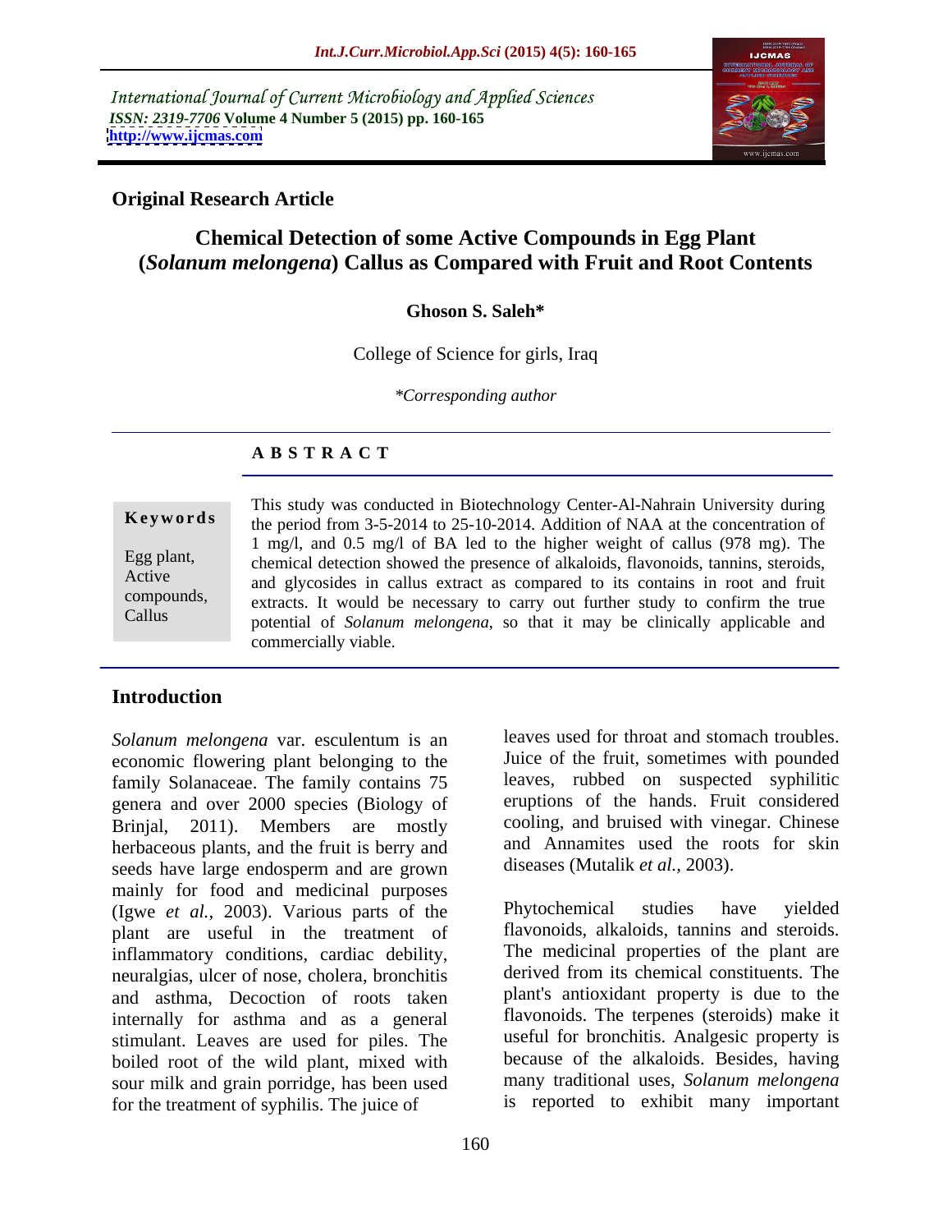International Journal of Current Microbiology and Applied Sciences
*ISSN: 2319-7706* **Volume 4 Number 5 (2015) pp. 160-165**
**http://www.ijcmas.com**

**Original Research Article**

# Chemical Detection of some Active Compounds in Egg Plant (*Solanum melongena*) Callus as Compared with Fruit and Root Contents

**Ghoson S. Saleh***

College of Science for girls, Iraq

*\*Corresponding author*

## A B S T R A C T

**Keywords**

Egg plant, Active compounds, Callus

This study was conducted in Biotechnology Center-Al-Nahrain University during the period from 3-5-2014 to 25-10-2014. Addition of NAA at the concentration of 1 mg/l, and 0.5 mg/l of BA led to the higher weight of callus (978 mg). The chemical detection showed the presence of alkaloids, flavonoids, tannins, steroids, and glycosides in callus extract as compared to its contains in root and fruit extracts. It would be necessary to carry out further study to confirm the true potential of *Solanum melongena*, so that it may be clinically applicable and commercially viable.

## Introduction

*Solanum melongena* var. esculentum is an economic flowering plant belonging to the family Solanaceae. The family contains 75 genera and over 2000 species (Biology of Brinjal, 2011). Members are mostly herbaceous plants, and the fruit is berry and seeds have large endosperm and are grown mainly for food and medicinal purposes (Igwe *et al.,* 2003). Various parts of the plant are useful in the treatment of inflammatory conditions, cardiac debility, neuralgias, ulcer of nose, cholera, bronchitis and asthma, Decoction of roots taken internally for asthma and as a general stimulant. Leaves are used for piles. The boiled root of the wild plant, mixed with sour milk and grain porridge, has been used for the treatment of syphilis. The juice of leaves used for throat and stomach troubles. Juice of the fruit, sometimes with pounded leaves, rubbed on suspected syphilitic eruptions of the hands. Fruit considered cooling, and bruised with vinegar. Chinese and Annamites used the roots for skin diseases (Mutalik *et al.,* 2003).

Phytochemical studies have yielded flavonoids, alkaloids, tannins and steroids. The medicinal properties of the plant are derived from its chemical constituents. The plant's antioxidant property is due to the flavonoids. The terpenes (steroids) make it useful for bronchitis. Analgesic property is because of the alkaloids. Besides, having many traditional uses, *Solanum melongena* is reported to exhibit many important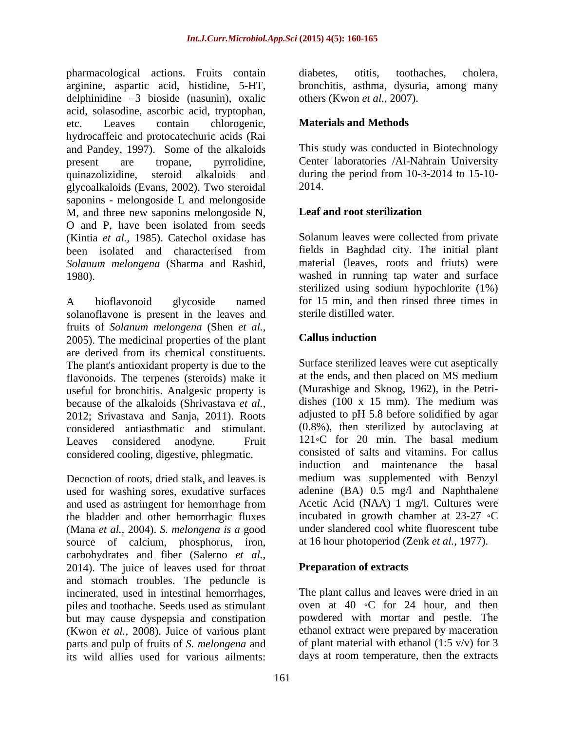pharmacological actions. Fruits contain arginine, aspartic acid, histidine, 5-HT, delphinidine −3 bioside (nasunin), oxalic acid, solasodine, ascorbic acid, tryptophan, etc. Leaves contain chlorogenic, hydrocaffeic and protocatechuric acids (Rai and Pandey, 1997). Some of the alkaloids present are tropane, pyrrolidine, quinazolizidine, steroid alkaloids and glycoalkaloids (Evans, 2002). Two steroidal saponins - melongoside L and melongoside M, and three new saponins melongoside N, O and P, have been isolated from seeds (Kintia *et al.,* 1985). Catechol oxidase has been isolated and characterised from *Solanum melongena* (Sharma and Rashid, 1980).

A bioflavonoid glycoside named solanoflavone is present in the leaves and fruits of *Solanum melongena* (Shen *et al.,* 2005). The medicinal properties of the plant are derived from its chemical constituents. The plant's antioxidant property is due to the flavonoids. The terpenes (steroids) make it useful for bronchitis. Analgesic property is because of the alkaloids (Shrivastava *et al.,* 2012; Srivastava and Sanja, 2011). Roots considered antiasthmatic and stimulant. Leaves considered anodyne. Fruit considered cooling, digestive, phlegmatic.

Decoction of roots, dried stalk, and leaves is used for washing sores, exudative surfaces and used as astringent for hemorrhage from the bladder and other hemorrhagic fluxes (Mana *et al.,* 2004). *S. melongena is a* good source of calcium, phosphorus, iron, carbohydrates and fiber (Salerno *et al.,* 2014). The juice of leaves used for throat and stomach troubles. The peduncle is incinerated, used in intestinal hemorrhages, piles and toothache. Seeds used as stimulant but may cause dyspepsia and constipation (Kwon *et al.,* 2008). Juice of various plant parts and pulp of fruits of *S. melongena* and its wild allies used for various ailments: diabetes, otitis, toothaches, cholera, bronchitis, asthma, dysuria, among many others (Kwon *et al.,* 2007).

## Materials and Methods

This study was conducted in Biotechnology Center laboratories /Al-Nahrain University during the period from 10-3-2014 to 15-10-2014.

### Leaf and root sterilization

Solanum leaves were collected from private fields in Baghdad city. The initial plant material (leaves, roots and friuts) were washed in running tap water and surface sterilized using sodium hypochlorite (1%) for 15 min, and then rinsed three times in sterile distilled water.

### Callus induction

Surface sterilized leaves were cut aseptically at the ends, and then placed on MS medium (Murashige and Skoog, 1962), in the Petri-dishes (100 x 15 mm). The medium was adjusted to pH 5.8 before solidified by agar (0.8%), then sterilized by autoclaving at 121◦C for 20 min. The basal medium consisted of salts and vitamins. For callus induction and maintenance the basal medium was supplemented with Benzyl adenine (BA) 0.5 mg/l and Naphthalene Acetic Acid (NAA) 1 mg/l. Cultures were incubated in growth chamber at 23-27 ◦C under slandered cool white fluorescent tube at 16 hour photoperiod (Zenk *et al.,* 1977).

### Preparation of extracts

The plant callus and leaves were dried in an oven at 40 ◦C for 24 hour, and then powdered with mortar and pestle. The ethanol extract were prepared by maceration of plant material with ethanol (1:5 v/v) for 3 days at room temperature, then the extracts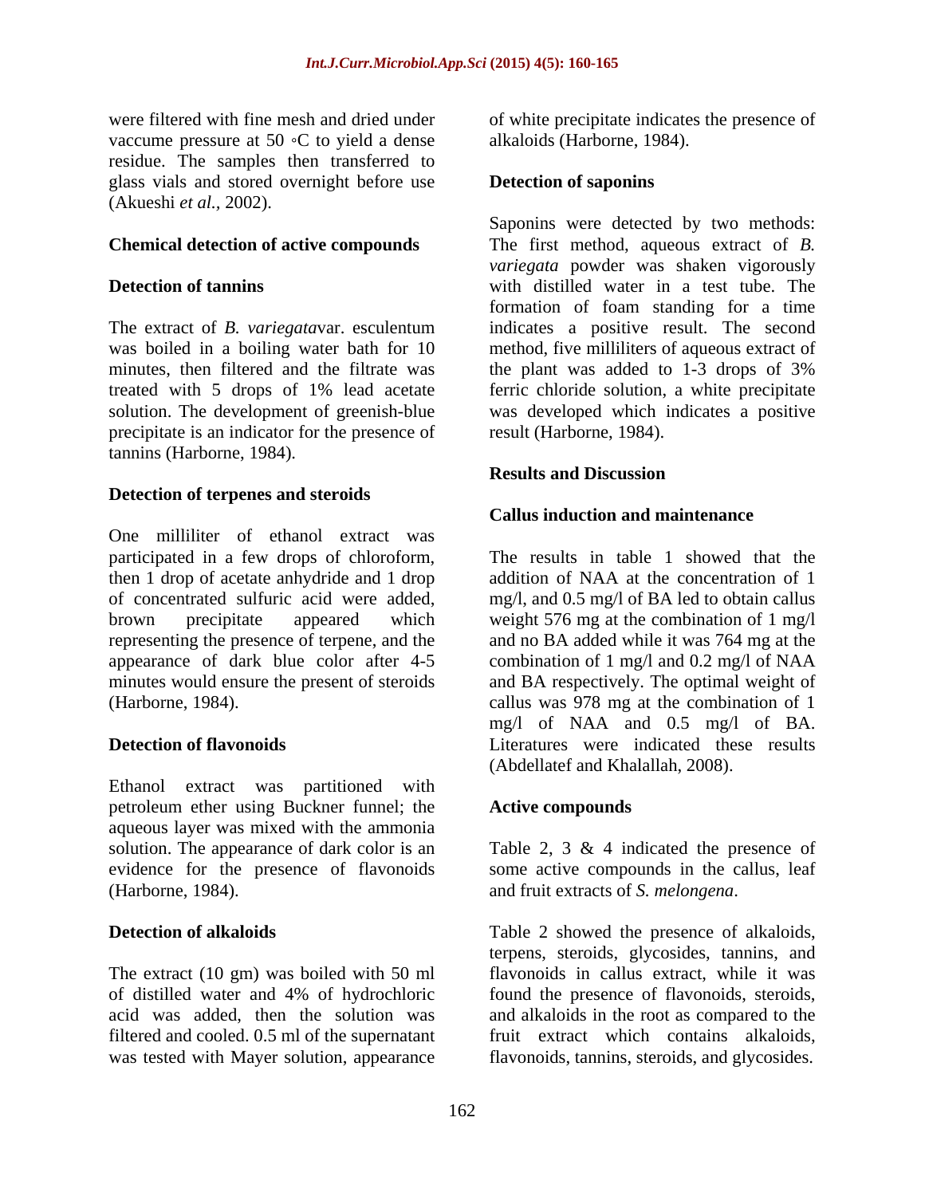were filtered with fine mesh and dried under vaccume pressure at 50 ◦C to yield a dense residue. The samples then transferred to glass vials and stored overnight before use (Akueshi *et al.*, 2002).

**Chemical detection of active compounds**

**Detection of tannins**

The extract of *B. variegata*var. esculentum was boiled in a boiling water bath for 10 minutes, then filtered and the filtrate was treated with 5 drops of 1% lead acetate solution. The development of greenish-blue precipitate is an indicator for the presence of tannins (Harborne, 1984).

**Detection of terpenes and steroids**

One milliliter of ethanol extract was participated in a few drops of chloroform, then 1 drop of acetate anhydride and 1 drop of concentrated sulfuric acid were added, brown precipitate appeared which representing the presence of terpene, and the appearance of dark blue color after 4-5 minutes would ensure the present of steroids (Harborne, 1984).

**Detection of flavonoids**

Ethanol extract was partitioned with petroleum ether using Buckner funnel; the aqueous layer was mixed with the ammonia solution. The appearance of dark color is an evidence for the presence of flavonoids (Harborne, 1984).

**Detection of alkaloids**

The extract (10 gm) was boiled with 50 ml of distilled water and 4% of hydrochloric acid was added, then the solution was filtered and cooled. 0.5 ml of the supernatant was tested with Mayer solution, appearance of white precipitate indicates the presence of alkaloids (Harborne, 1984).

**Detection of saponins**

Saponins were detected by two methods: The first method, aqueous extract of *B. variegata* powder was shaken vigorously with distilled water in a test tube. The formation of foam standing for a time indicates a positive result. The second method, five milliliters of aqueous extract of the plant was added to 1-3 drops of 3% ferric chloride solution, a white precipitate was developed which indicates a positive result (Harborne, 1984).

**Results and Discussion**

**Callus induction and maintenance**

The results in table 1 showed that the addition of NAA at the concentration of 1 mg/l, and 0.5 mg/l of BA led to obtain callus weight 576 mg at the combination of 1 mg/l and no BA added while it was 764 mg at the combination of 1 mg/l and 0.2 mg/l of NAA and BA respectively. The optimal weight of callus was 978 mg at the combination of 1 mg/l of NAA and 0.5 mg/l of BA. Literatures were indicated these results (Abdellatef and Khalallah, 2008).

**Active compounds**

Table 2, 3 & 4 indicated the presence of some active compounds in the callus, leaf and fruit extracts of *S. melongena*.

Table 2 showed the presence of alkaloids, terpens, steroids, glycosides, tannins, and flavonoids in callus extract, while it was found the presence of flavonoids, steroids, and alkaloids in the root as compared to the fruit extract which contains alkaloids, flavonoids, tannins, steroids, and glycosides.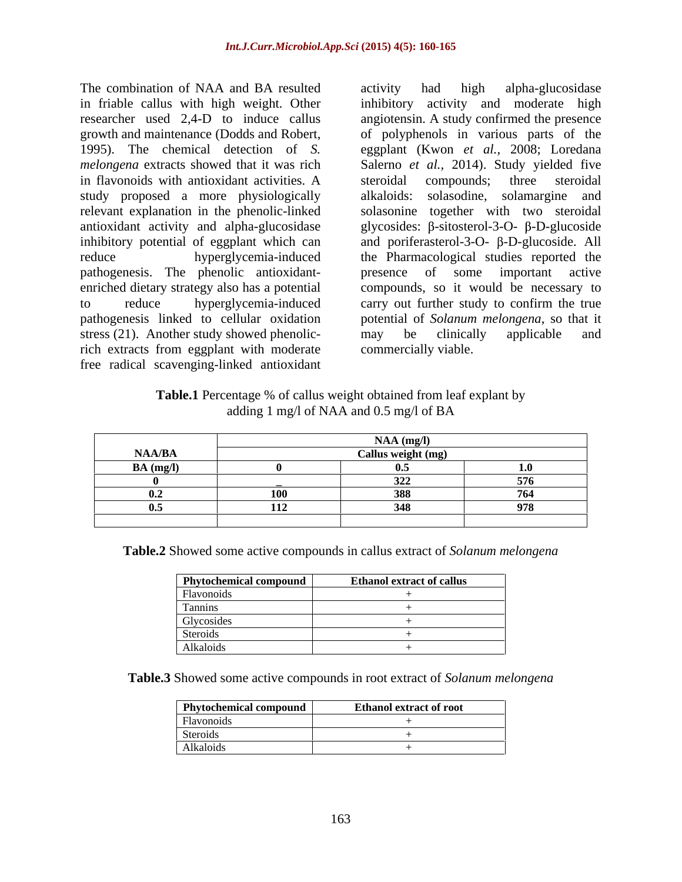The combination of NAA and BA resulted in friable callus with high weight. Other researcher used 2,4-D to induce callus growth and maintenance (Dodds and Robert, 1995). The chemical detection of *S. melongena* extracts showed that it was rich in flavonoids with antioxidant activities. A study proposed a more physiologically relevant explanation in the phenolic-linked antioxidant activity and alpha-glucosidase inhibitory potential of eggplant which can reduce hyperglycemia-induced pathogenesis. The phenolic antioxidant-enriched dietary strategy also has a potential to reduce hyperglycemia-induced pathogenesis linked to cellular oxidation stress (21). Another study showed phenolic-rich extracts from eggplant with moderate free radical scavenging-linked antioxidant activity had high alpha-glucosidase inhibitory activity and moderate high angiotensin. A study confirmed the presence of polyphenols in various parts of the eggplant (Kwon *et al.*, 2008; Loredana Salerno *et al.*, 2014). Study yielded five steroidal compounds; three steroidal alkaloids: solasodine, solamargine and solasonine together with two steroidal glycosides: β-sitosterol-3-O- β-D-glucoside and poriferasterol-3-O- β-D-glucoside. All the Pharmacological studies reported the presence of some important active compounds, so it would be necessary to carry out further study to confirm the true potential of *Solanum melongena*, so that it may be clinically applicable and commercially viable.

**Table.1** Percentage % of callus weight obtained from leaf explant by adding 1 mg/l of NAA and 0.5 mg/l of BA

| NAA/BA | NAA (mg/l) Callus weight (mg) | | |
|---|---|---|---|
| **BA (mg/l)** | **0** | **0.5** | **1.0** |
| **0** | **–** | **322** | **576** |
| **0.2** | **100** | **388** | **764** |
| **0.5** | **112** | **348** | **978** |

**Table.2** Showed some active compounds in callus extract of *Solanum melongena*

| Phytochemical compound | Ethanol extract of callus |
|---|---|
| Flavonoids | + |
| Tannins | + |
| Glycosides | + |
| Steroids | + |
| Alkaloids | + |

**Table.3** Showed some active compounds in root extract of *Solanum melongena*

| Phytochemical compound | Ethanol extract of root |
|---|---|
| Flavonoids | + |
| Steroids | + |
| Alkaloids | + |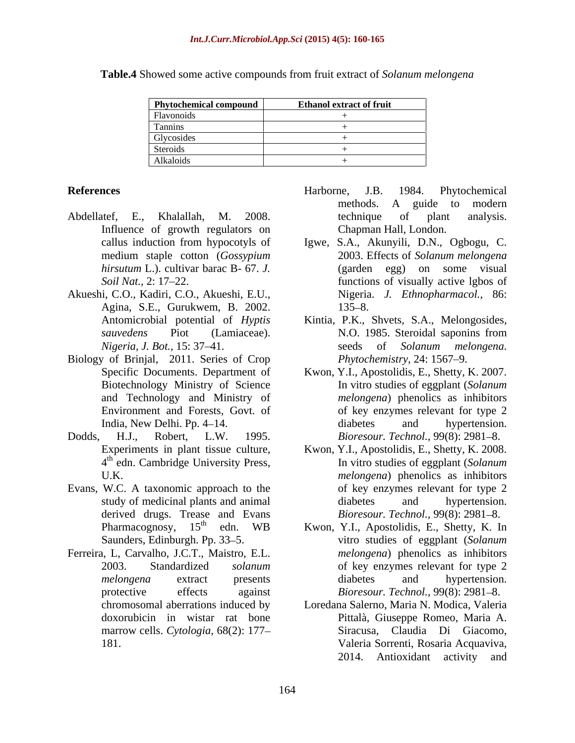**Table.4** Showed some active compounds from fruit extract of *Solanum melongena*

| Phytochemical compound | Ethanol extract of fruit |
|---|---|
| Flavonoids | + |
| Tannins | + |
| Glycosides | + |
| Steroids | + |
| Alkaloids | + |

## References

Abdellatef, E., Khalallah, M. 2008. Influence of growth regulators on callus induction from hypocotyls of medium staple cotton (*Gossypium hirsutum* L.). cultivar barac B- 67. *J. Soil Nat.,* 2: 17–22.

Akueshi, C.O., Kadiri, C.O., Akueshi, E.U., Agina, S.E., Gurukwem, B. 2002. Antomicrobial potential of *Hyptis sauvedens* Piot (Lamiaceae). *Nigeria, J. Bot.,* 15: 37–41.

Biology of Brinjal, 2011. Series of Crop Specific Documents. Department of Biotechnology Ministry of Science and Technology and Ministry of Environment and Forests, Govt. of India, New Delhi. Pp. 4–14.

Dodds, H.J., Robert, L.W. 1995. Experiments in plant tissue culture, 4th edn. Cambridge University Press, U.K.

Evans, W.C. A taxonomic approach to the study of medicinal plants and animal derived drugs. Trease and Evans Pharmacognosy, 15th edn. WB Saunders, Edinburgh. Pp. 33–5.

Ferreira, L, Carvalho, J.C.T., Maistro, E.L. 2003. Standardized *solanum melongena* extract presents protective effects against chromosomal aberrations induced by doxorubicin in wistar rat bone marrow cells. *Cytologia,* 68(2): 177–181.

Harborne, J.B. 1984. Phytochemical methods. A guide to modern technique of plant analysis. Chapman Hall, London.

Igwe, S.A., Akunyili, D.N., Ogbogu, C. 2003. Effects of *Solanum melongena* (garden egg) on some visual functions of visually active lgbos of Nigeria. *J. Ethnopharmacol.,* 86: 135–8.

Kintia, P.K., Shvets, S.A., Melongosides, N.O. 1985. Steroidal saponins from seeds of *Solanum melongena*. *Phytochemistry,* 24: 1567–9.

Kwon, Y.I., Apostolidis, E., Shetty, K. 2007. In vitro studies of eggplant (*Solanum melongena*) phenolics as inhibitors of key enzymes relevant for type 2 diabetes and hypertension. *Bioresour. Technol.,* 99(8): 2981–8.

Kwon, Y.I., Apostolidis, E., Shetty, K. 2008. In vitro studies of eggplant (*Solanum melongena*) phenolics as inhibitors of key enzymes relevant for type 2 diabetes and hypertension. *Bioresour. Technol.,* 99(8): 2981–8.

Kwon, Y.I., Apostolidis, E., Shetty, K. In vitro studies of eggplant (*Solanum melongena*) phenolics as inhibitors of key enzymes relevant for type 2 diabetes and hypertension. *Bioresour. Technol.,* 99(8): 2981–8.

Loredana Salerno, Maria N. Modica, Valeria Pittalà, Giuseppe Romeo, Maria A. Siracusa, Claudia Di Giacomo, Valeria Sorrenti, Rosaria Acquaviva, 2014. Antioxidant activity and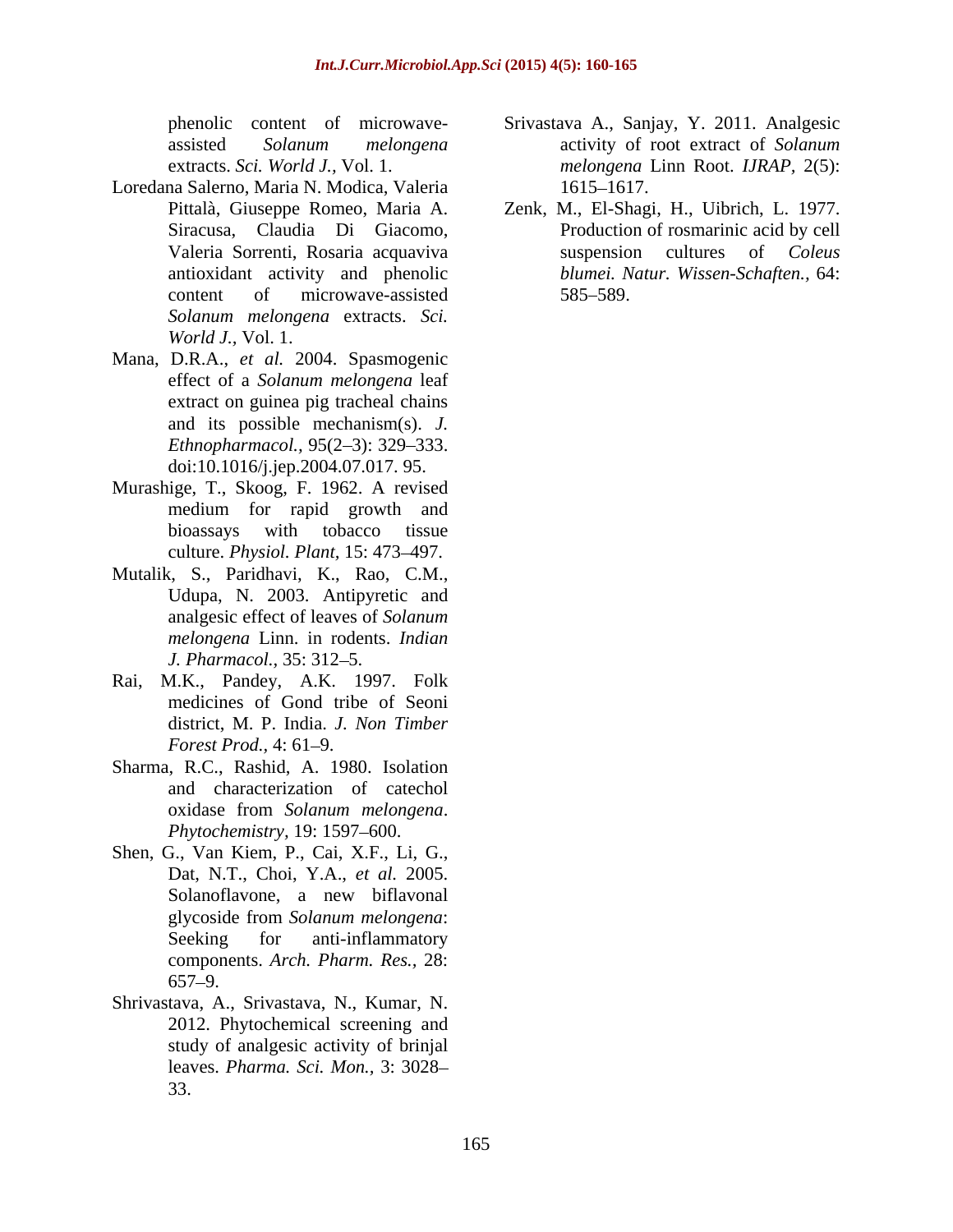phenolic content of microwave-assisted *Solanum melongena* extracts. *Sci. World J.,* Vol. 1.

Loredana Salerno, Maria N. Modica, Valeria Pittalà, Giuseppe Romeo, Maria A. Siracusa, Claudia Di Giacomo, Valeria Sorrenti, Rosaria acquaviva antioxidant activity and phenolic content of microwave-assisted *Solanum melongena* extracts. *Sci. World J.,* Vol. 1.

Mana, D.R.A., *et al.* 2004. Spasmogenic effect of a *Solanum melongena* leaf extract on guinea pig tracheal chains and its possible mechanism(s). *J. Ethnopharmacol.,* 95(2–3): 329–333. doi:10.1016/j.jep.2004.07.017. 95.

Murashige, T., Skoog, F. 1962. A revised medium for rapid growth and bioassays with tobacco tissue culture. *Physiol. Plant,* 15: 473–497.

Mutalik, S., Paridhavi, K., Rao, C.M., Udupa, N. 2003. Antipyretic and analgesic effect of leaves of *Solanum melongena* Linn. in rodents. *Indian J. Pharmacol.,* 35: 312–5.

Rai, M.K., Pandey, A.K. 1997. Folk medicines of Gond tribe of Seoni district, M. P. India. *J. Non Timber Forest Prod.,* 4: 61–9.

Sharma, R.C., Rashid, A. 1980. Isolation and characterization of catechol oxidase from *Solanum melongena*. *Phytochemistry,* 19: 1597–600.

Shen, G., Van Kiem, P., Cai, X.F., Li, G., Dat, N.T., Choi, Y.A., *et al.* 2005. Solanoflavone, a new biflavonal glycoside from *Solanum melongena*: Seeking for anti-inflammatory components. *Arch. Pharm. Res.,* 28: 657–9.

Shrivastava, A., Srivastava, N., Kumar, N. 2012. Phytochemical screening and study of analgesic activity of brinjal leaves. *Pharma. Sci. Mon.,* 3: 3028–33.

Srivastava A., Sanjay, Y. 2011. Analgesic activity of root extract of *Solanum melongena* Linn Root. *IJRAP,* 2(5): 1615–1617.

Zenk, M., El-Shagi, H., Uibrich, L. 1977. Production of rosmarinic acid by cell suspension cultures of *Coleus blumei. Natur. Wissen-Schaften.,* 64: 585–589.